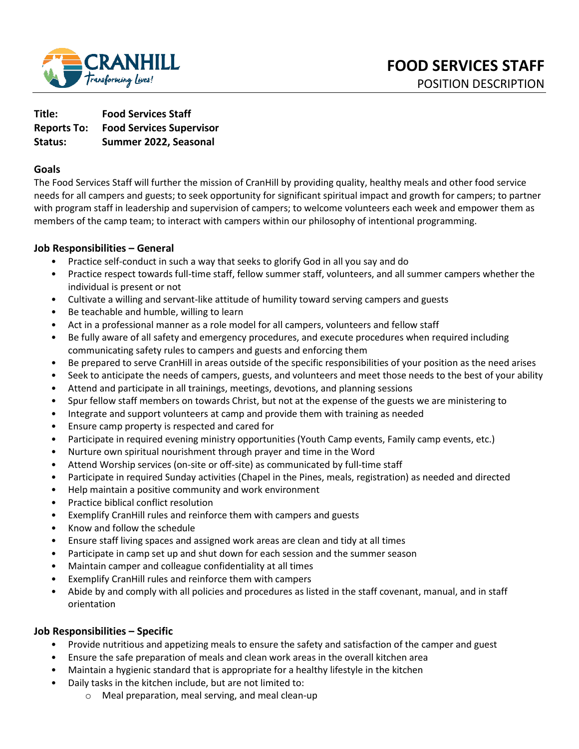CRANHILL
*Transforming Lives!*

# FOOD SERVICES STAFF
POSITION DESCRIPTION

**Title:** **Food Services Staff**
**Reports To:** **Food Services Supervisor**
**Status:** **Summer 2022, Seasonal**

## Goals

The Food Services Staff will further the mission of CranHill by providing quality, healthy meals and other food service needs for all campers and guests; to seek opportunity for significant spiritual impact and growth for campers; to partner with program staff in leadership and supervision of campers; to welcome volunteers each week and empower them as members of the camp team; to interact with campers within our philosophy of intentional programming.

## Job Responsibilities – General

- Practice self-conduct in such a way that seeks to glorify God in all you say and do
- Practice respect towards full-time staff, fellow summer staff, volunteers, and all summer campers whether the individual is present or not
- Cultivate a willing and servant-like attitude of humility toward serving campers and guests
- Be teachable and humble, willing to learn
- Act in a professional manner as a role model for all campers, volunteers and fellow staff
- Be fully aware of all safety and emergency procedures, and execute procedures when required including communicating safety rules to campers and guests and enforcing them
- Be prepared to serve CranHill in areas outside of the specific responsibilities of your position as the need arises
- Seek to anticipate the needs of campers, guests, and volunteers and meet those needs to the best of your ability
- Attend and participate in all trainings, meetings, devotions, and planning sessions
- Spur fellow staff members on towards Christ, but not at the expense of the guests we are ministering to
- Integrate and support volunteers at camp and provide them with training as needed
- Ensure camp property is respected and cared for
- Participate in required evening ministry opportunities (Youth Camp events, Family camp events, etc.)
- Nurture own spiritual nourishment through prayer and time in the Word
- Attend Worship services (on-site or off-site) as communicated by full-time staff
- Participate in required Sunday activities (Chapel in the Pines, meals, registration) as needed and directed
- Help maintain a positive community and work environment
- Practice biblical conflict resolution
- Exemplify CranHill rules and reinforce them with campers and guests
- Know and follow the schedule
- Ensure staff living spaces and assigned work areas are clean and tidy at all times
- Participate in camp set up and shut down for each session and the summer season
- Maintain camper and colleague confidentiality at all times
- Exemplify CranHill rules and reinforce them with campers
- Abide by and comply with all policies and procedures as listed in the staff covenant, manual, and in staff orientation

## Job Responsibilities – Specific

- Provide nutritious and appetizing meals to ensure the safety and satisfaction of the camper and guest
- Ensure the safe preparation of meals and clean work areas in the overall kitchen area
- Maintain a hygienic standard that is appropriate for a healthy lifestyle in the kitchen
- Daily tasks in the kitchen include, but are not limited to:
  - Meal preparation, meal serving, and meal clean-up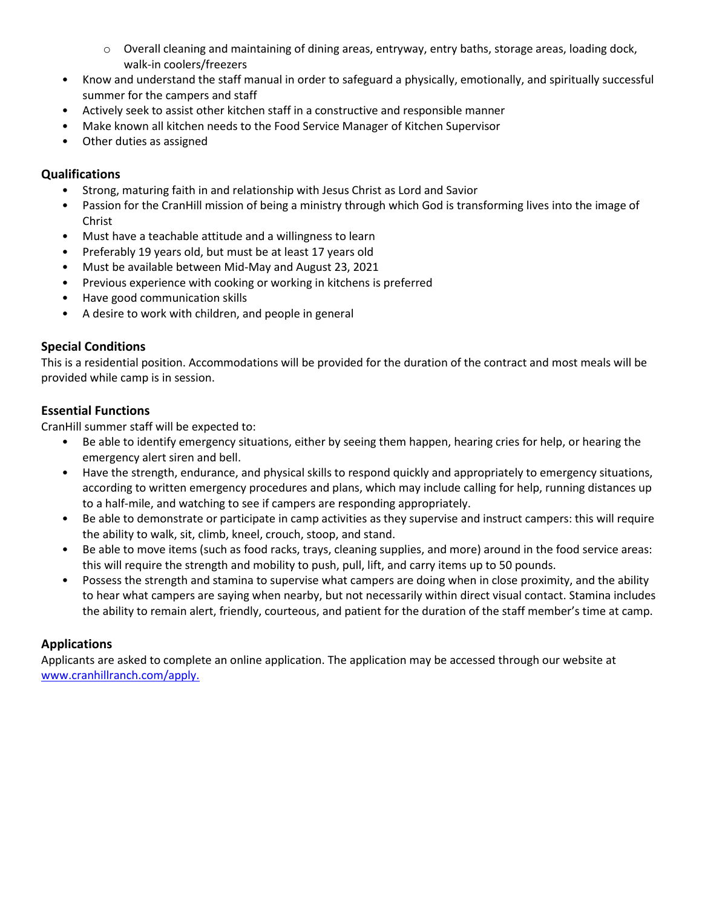- Overall cleaning and maintaining of dining areas, entryway, entry baths, storage areas, loading dock, walk-in coolers/freezers
- Know and understand the staff manual in order to safeguard a physically, emotionally, and spiritually successful summer for the campers and staff
- Actively seek to assist other kitchen staff in a constructive and responsible manner
- Make known all kitchen needs to the Food Service Manager of Kitchen Supervisor
- Other duties as assigned

### Qualifications

- Strong, maturing faith in and relationship with Jesus Christ as Lord and Savior
- Passion for the CranHill mission of being a ministry through which God is transforming lives into the image of Christ
- Must have a teachable attitude and a willingness to learn
- Preferably 19 years old, but must be at least 17 years old
- Must be available between Mid-May and August 23, 2021
- Previous experience with cooking or working in kitchens is preferred
- Have good communication skills
- A desire to work with children, and people in general

### Special Conditions

This is a residential position. Accommodations will be provided for the duration of the contract and most meals will be provided while camp is in session.

### Essential Functions

CranHill summer staff will be expected to:

- Be able to identify emergency situations, either by seeing them happen, hearing cries for help, or hearing the emergency alert siren and bell.
- Have the strength, endurance, and physical skills to respond quickly and appropriately to emergency situations, according to written emergency procedures and plans, which may include calling for help, running distances up to a half-mile, and watching to see if campers are responding appropriately.
- Be able to demonstrate or participate in camp activities as they supervise and instruct campers: this will require the ability to walk, sit, climb, kneel, crouch, stoop, and stand.
- Be able to move items (such as food racks, trays, cleaning supplies, and more) around in the food service areas: this will require the strength and mobility to push, pull, lift, and carry items up to 50 pounds.
- Possess the strength and stamina to supervise what campers are doing when in close proximity, and the ability to hear what campers are saying when nearby, but not necessarily within direct visual contact. Stamina includes the ability to remain alert, friendly, courteous, and patient for the duration of the staff member's time at camp.

### Applications

Applicants are asked to complete an online application. The application may be accessed through our website at [www.cranhillranch.com/apply.](http://www.cranhillranch.com/apply)